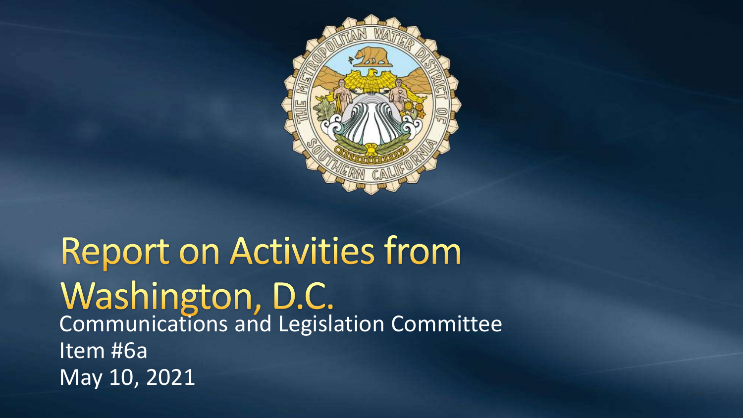# Report on Activities from Washington, D.C.

Communications and Legislation Committee

Item #6a

May 10, 2021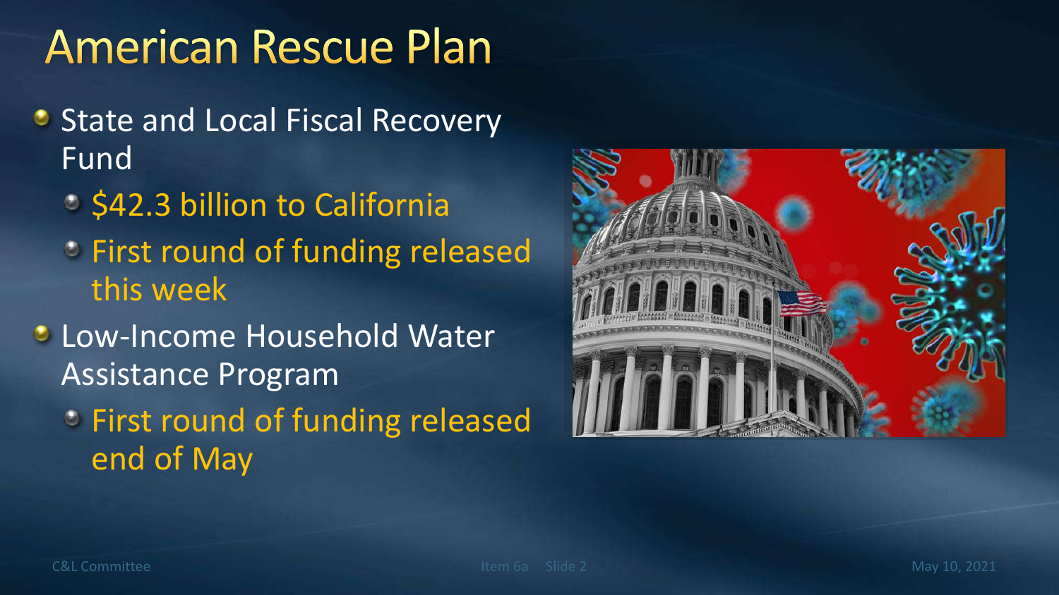# American Rescue Plan

- State and Local Fiscal Recovery Fund
  - $42.3 billion to California
  - First round of funding released this week
- Low-Income Household Water Assistance Program
  - First round of funding released end of May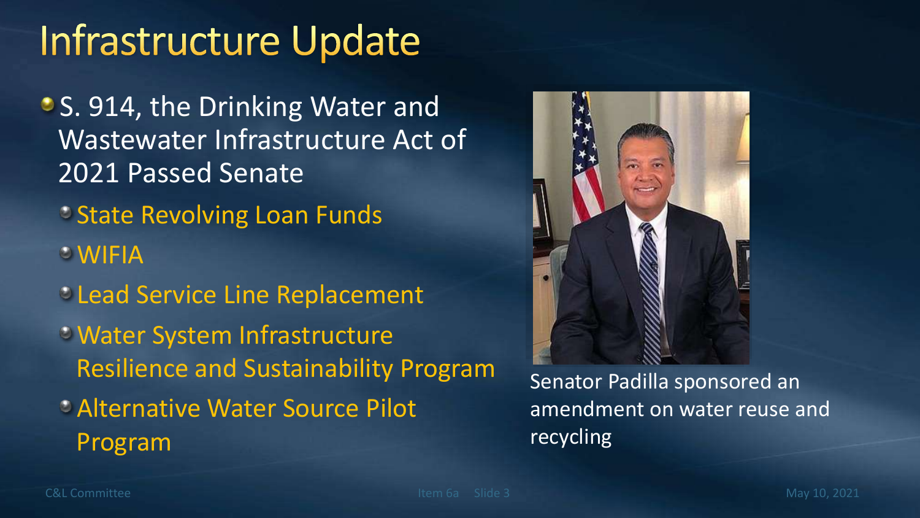# Infrastructure Update

- S. 914, the Drinking Water and Wastewater Infrastructure Act of 2021 Passed Senate
  - State Revolving Loan Funds
  - WIFIA
  - Lead Service Line Replacement
  - Water System Infrastructure Resilience and Sustainability Program
  - Alternative Water Source Pilot Program

Senator Padilla sponsored an amendment on water reuse and recycling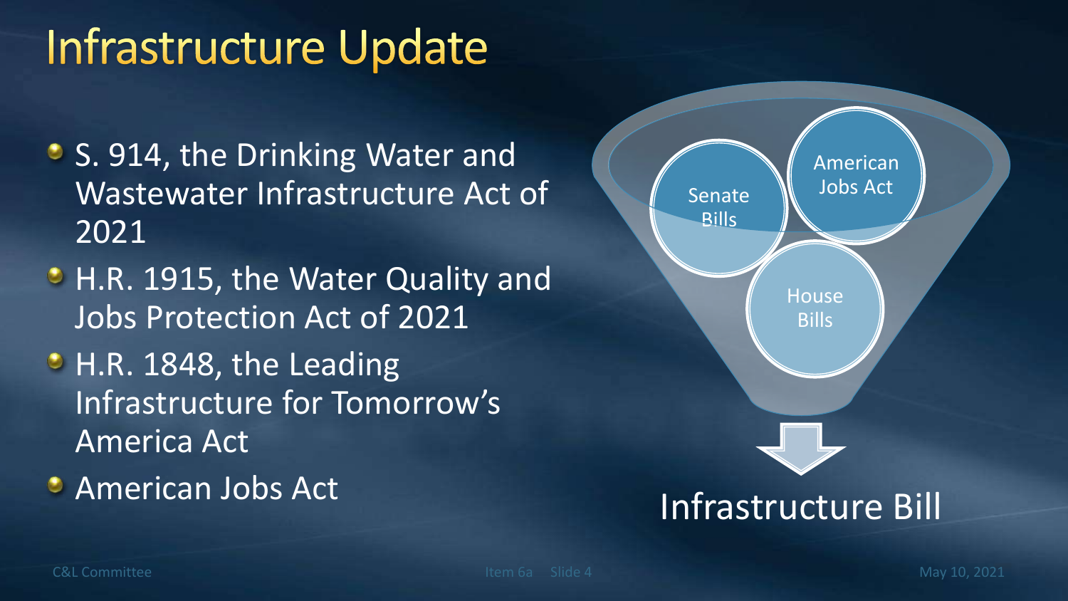# Infrastructure Update

- S. 914, the Drinking Water and Wastewater Infrastructure Act of 2021
- H.R. 1915, the Water Quality and Jobs Protection Act of 2021
- H.R. 1848, the Leading Infrastructure for Tomorrow's America Act
- American Jobs Act

Senate Bills

American Jobs Act

House Bills

Infrastructure Bill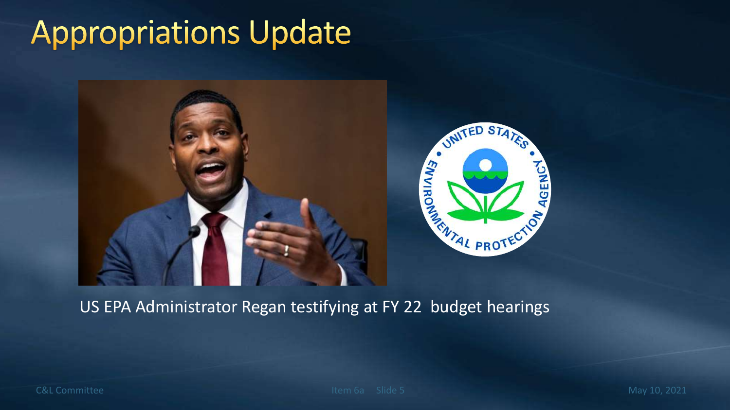# Appropriations Update

US EPA Administrator Regan testifying at FY 22 budget hearings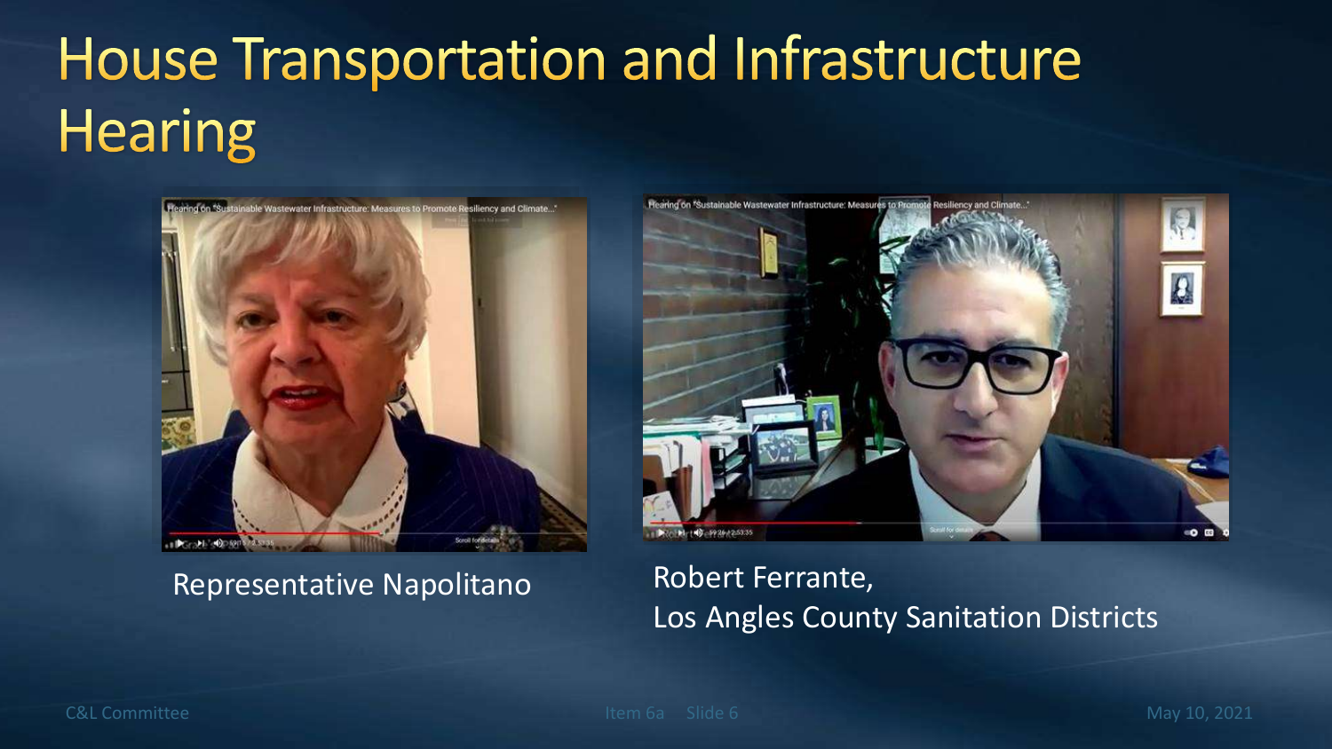# House Transportation and Infrastructure Hearing

Representative Napolitano

Robert Ferrante,
Los Angles County Sanitation Districts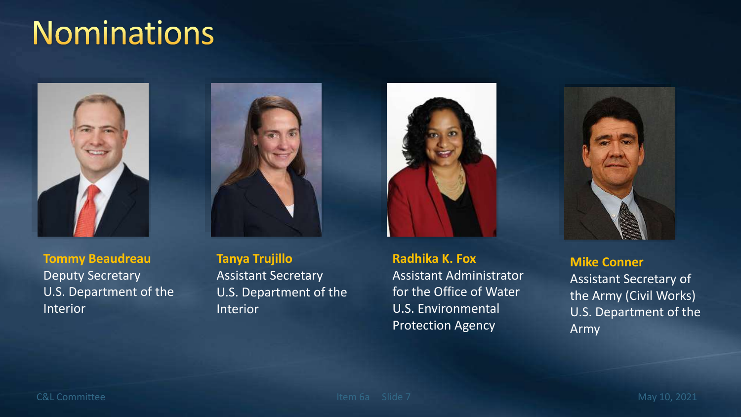# Nominations

**Tommy Beaudreau**
Deputy Secretary
U.S. Department of the Interior

**Tanya Trujillo**
Assistant Secretary
U.S. Department of the Interior

**Radhika K. Fox**
Assistant Administrator for the Office of Water
U.S. Environmental Protection Agency

**Mike Conner**
Assistant Secretary of the Army (Civil Works)
U.S. Department of the Army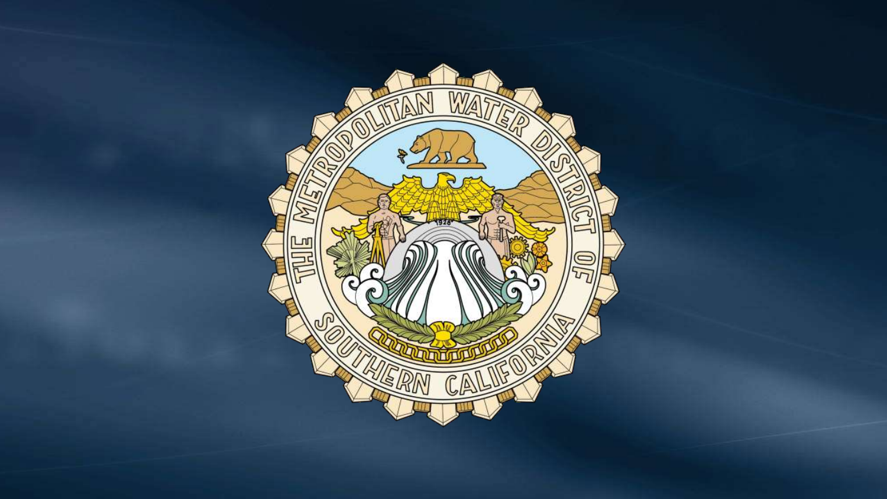THE METROPOLITAN WATER DISTRICT OF SOUTHERN CALIFORNIA

1928